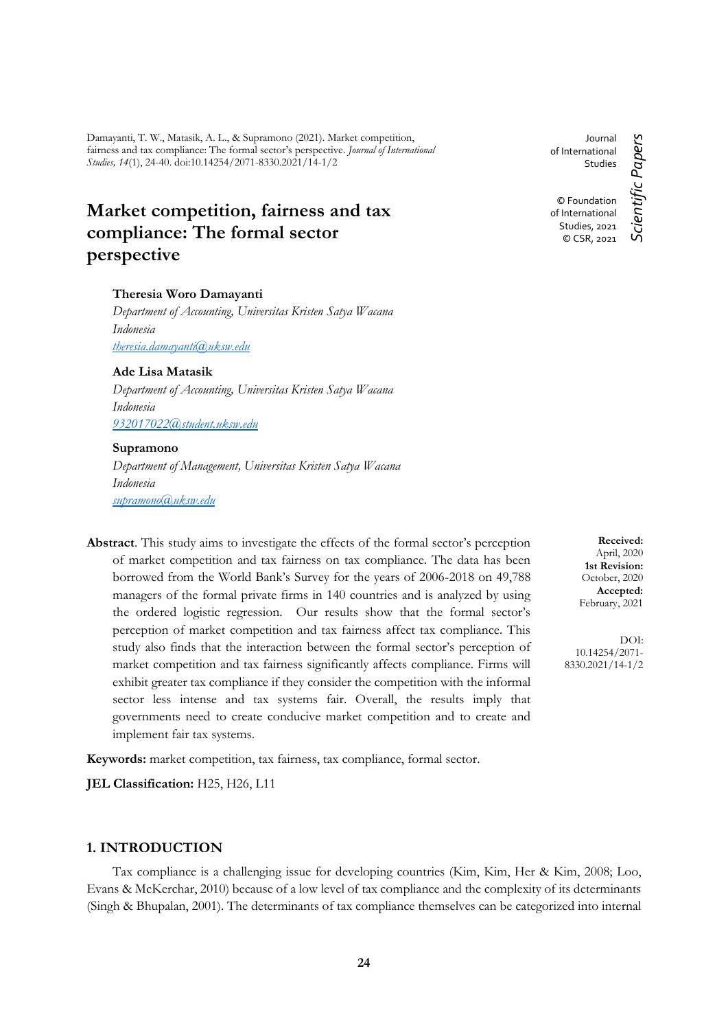Damayanti, T. W., Matasik, A. L., & Supramono (2021). Market competition, fairness and tax compliance: The formal sector's perspective. *Journal of International Studies, 14*(1), 24-40. doi:10.14254/2071-8330.2021/14-1/2

Journal of International Studies

© Foundation of International Studies, 2021
© CSR, 2021

*Scientific Papers*

# Market competition, fairness and tax compliance: The formal sector perspective

**Theresia Woro Damayanti**
*Department of Accounting, Universitas Kristen Satya Wacana*
*Indonesia*
*theresia.damayanti@uksw.edu*

**Ade Lisa Matasik**
*Department of Accounting, Universitas Kristen Satya Wacana*
*Indonesia*
*932017022@student.uksw.edu*

**Supramono**
*Department of Management, Universitas Kristen Satya Wacana*
*Indonesia*
*supramono@uksw.edu*

**Received:** April, 2020
**1st Revision:** October, 2020
**Accepted:** February, 2021

DOI: 10.14254/2071-8330.2021/14-1/2

**Abstract**. This study aims to investigate the effects of the formal sector's perception of market competition and tax fairness on tax compliance. The data has been borrowed from the World Bank's Survey for the years of 2006-2018 on 49,788 managers of the formal private firms in 140 countries and is analyzed by using the ordered logistic regression. Our results show that the formal sector's perception of market competition and tax fairness affect tax compliance. This study also finds that the interaction between the formal sector's perception of market competition and tax fairness significantly affects compliance. Firms will exhibit greater tax compliance if they consider the competition with the informal sector less intense and tax systems fair. Overall, the results imply that governments need to create conducive market competition and to create and implement fair tax systems.

**Keywords:** market competition, tax fairness, tax compliance, formal sector.

**JEL Classification:** H25, H26, L11

## 1. INTRODUCTION

Tax compliance is a challenging issue for developing countries (Kim, Kim, Her & Kim, 2008; Loo, Evans & McKerchar, 2010) because of a low level of tax compliance and the complexity of its determinants (Singh & Bhupalan, 2001). The determinants of tax compliance themselves can be categorized into internal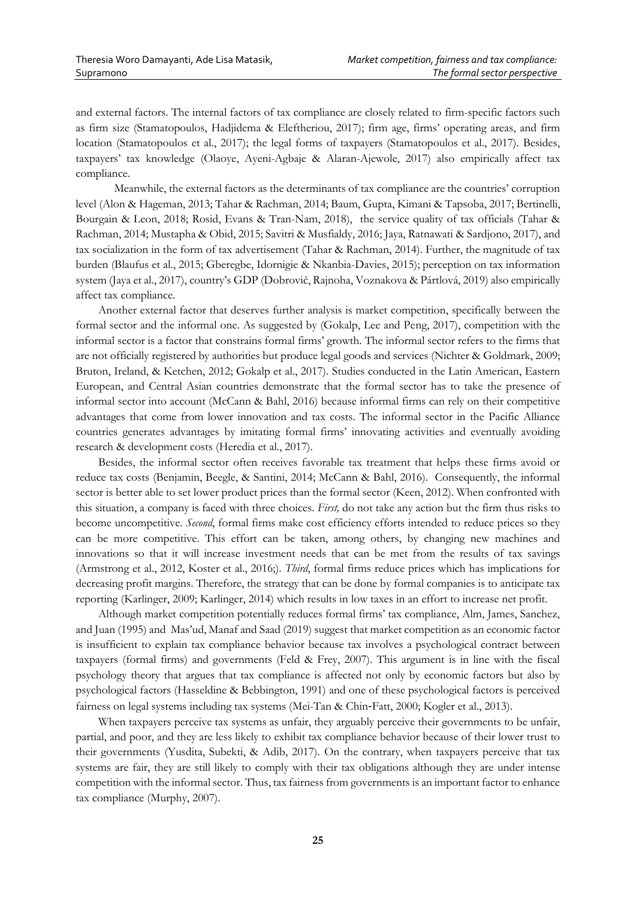and external factors. The internal factors of tax compliance are closely related to firm-specific factors such as firm size (Stamatopoulos, Hadjidema & Eleftheriou, 2017); firm age, firms' operating areas, and firm location (Stamatopoulos et al., 2017); the legal forms of taxpayers (Stamatopoulos et al., 2017). Besides, taxpayers' tax knowledge (Olaoye, Ayeni-Agbaje & Alaran-Ajewole, 2017) also empirically affect tax compliance.

Meanwhile, the external factors as the determinants of tax compliance are the countries' corruption level (Alon & Hageman, 2013; Tahar & Rachman, 2014; Baum, Gupta, Kimani & Tapsoba, 2017; Bertinelli, Bourgain & Leon, 2018; Rosid, Evans & Tran-Nam, 2018), the service quality of tax officials (Tahar & Rachman, 2014; Mustapha & Obid, 2015; Savitri & Musfialdy, 2016; Jaya, Ratnawati & Sardjono, 2017), and tax socialization in the form of tax advertisement (Tahar & Rachman, 2014). Further, the magnitude of tax burden (Blaufus et al., 2015; Gberegbe, Idornigie & Nkanbia-Davies, 2015); perception on tax information system (Jaya et al., 2017), country's GDP (Dobrovič, Rajnoha, Voznakova & Pártlová, 2019) also empirically affect tax compliance.

Another external factor that deserves further analysis is market competition, specifically between the formal sector and the informal one. As suggested by (Gokalp, Lee and Peng, 2017), competition with the informal sector is a factor that constrains formal firms' growth. The informal sector refers to the firms that are not officially registered by authorities but produce legal goods and services (Nichter & Goldmark, 2009; Bruton, Ireland, & Ketchen, 2012; Gokalp et al., 2017). Studies conducted in the Latin American, Eastern European, and Central Asian countries demonstrate that the formal sector has to take the presence of informal sector into account (McCann & Bahl, 2016) because informal firms can rely on their competitive advantages that come from lower innovation and tax costs. The informal sector in the Pacific Alliance countries generates advantages by imitating formal firms' innovating activities and eventually avoiding research & development costs (Heredia et al., 2017).

Besides, the informal sector often receives favorable tax treatment that helps these firms avoid or reduce tax costs (Benjamin, Beegle, & Santini, 2014; McCann & Bahl, 2016). Consequently, the informal sector is better able to set lower product prices than the formal sector (Keen, 2012). When confronted with this situation, a company is faced with three choices. *First,* do not take any action but the firm thus risks to become uncompetitive. *Second*, formal firms make cost efficiency efforts intended to reduce prices so they can be more competitive. This effort can be taken, among others, by changing new machines and innovations so that it will increase investment needs that can be met from the results of tax savings (Armstrong et al., 2012, Koster et al., 2016;). *Third*, formal firms reduce prices which has implications for decreasing profit margins. Therefore, the strategy that can be done by formal companies is to anticipate tax reporting (Karlinger, 2009; Karlinger, 2014) which results in low taxes in an effort to increase net profit.

Although market competition potentially reduces formal firms' tax compliance, Alm, James, Sanchez, and Juan (1995) and Mas'ud, Manaf and Saad (2019) suggest that market competition as an economic factor is insufficient to explain tax compliance behavior because tax involves a psychological contract between taxpayers (formal firms) and governments (Feld & Frey, 2007). This argument is in line with the fiscal psychology theory that argues that tax compliance is affected not only by economic factors but also by psychological factors (Hasseldine & Bebbington, 1991) and one of these psychological factors is perceived fairness on legal systems including tax systems (Mei-Tan & Chin-Fatt, 2000; Kogler et al., 2013).

When taxpayers perceive tax systems as unfair, they arguably perceive their governments to be unfair, partial, and poor, and they are less likely to exhibit tax compliance behavior because of their lower trust to their governments (Yusdita, Subekti, & Adib, 2017). On the contrary, when taxpayers perceive that tax systems are fair, they are still likely to comply with their tax obligations although they are under intense competition with the informal sector. Thus, tax fairness from governments is an important factor to enhance tax compliance (Murphy, 2007).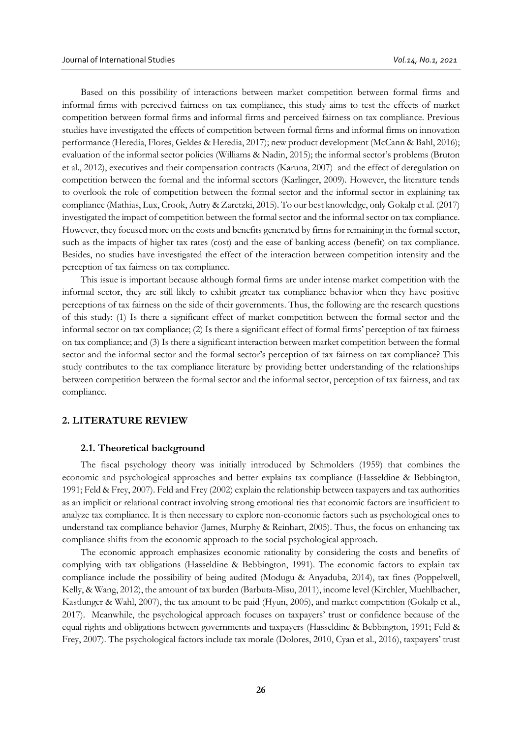Based on this possibility of interactions between market competition between formal firms and informal firms with perceived fairness on tax compliance, this study aims to test the effects of market competition between formal firms and informal firms and perceived fairness on tax compliance. Previous studies have investigated the effects of competition between formal firms and informal firms on innovation performance (Heredia, Flores, Geldes & Heredia, 2017); new product development (McCann & Bahl, 2016); evaluation of the informal sector policies (Williams & Nadin, 2015); the informal sector's problems (Bruton et al., 2012), executives and their compensation contracts (Karuna, 2007) and the effect of deregulation on competition between the formal and the informal sectors (Karlinger, 2009). However, the literature tends to overlook the role of competition between the formal sector and the informal sector in explaining tax compliance (Mathias, Lux, Crook, Autry & Zaretzki, 2015). To our best knowledge, only Gokalp et al. (2017) investigated the impact of competition between the formal sector and the informal sector on tax compliance. However, they focused more on the costs and benefits generated by firms for remaining in the formal sector, such as the impacts of higher tax rates (cost) and the ease of banking access (benefit) on tax compliance. Besides, no studies have investigated the effect of the interaction between competition intensity and the perception of tax fairness on tax compliance.

This issue is important because although formal firms are under intense market competition with the informal sector, they are still likely to exhibit greater tax compliance behavior when they have positive perceptions of tax fairness on the side of their governments. Thus, the following are the research questions of this study: (1) Is there a significant effect of market competition between the formal sector and the informal sector on tax compliance; (2) Is there a significant effect of formal firms' perception of tax fairness on tax compliance; and (3) Is there a significant interaction between market competition between the formal sector and the informal sector and the formal sector's perception of tax fairness on tax compliance? This study contributes to the tax compliance literature by providing better understanding of the relationships between competition between the formal sector and the informal sector, perception of tax fairness, and tax compliance.

## 2. LITERATURE REVIEW

### 2.1. Theoretical background

The fiscal psychology theory was initially introduced by Schmolders (1959) that combines the economic and psychological approaches and better explains tax compliance (Hasseldine & Bebbington, 1991; Feld & Frey, 2007). Feld and Frey (2002) explain the relationship between taxpayers and tax authorities as an implicit or relational contract involving strong emotional ties that economic factors are insufficient to analyze tax compliance. It is then necessary to explore non-economic factors such as psychological ones to understand tax compliance behavior (James, Murphy & Reinhart, 2005). Thus, the focus on enhancing tax compliance shifts from the economic approach to the social psychological approach.

The economic approach emphasizes economic rationality by considering the costs and benefits of complying with tax obligations (Hasseldine & Bebbington, 1991). The economic factors to explain tax compliance include the possibility of being audited (Modugu & Anyaduba, 2014), tax fines (Poppelwell, Kelly, & Wang, 2012), the amount of tax burden (Barbuta-Misu, 2011), income level (Kirchler, Muehlbacher, Kastlunger & Wahl, 2007), the tax amount to be paid (Hyun, 2005), and market competition (Gokalp et al., 2017). Meanwhile, the psychological approach focuses on taxpayers' trust or confidence because of the equal rights and obligations between governments and taxpayers (Hasseldine & Bebbington, 1991; Feld & Frey, 2007). The psychological factors include tax morale (Dolores, 2010, Cyan et al., 2016), taxpayers' trust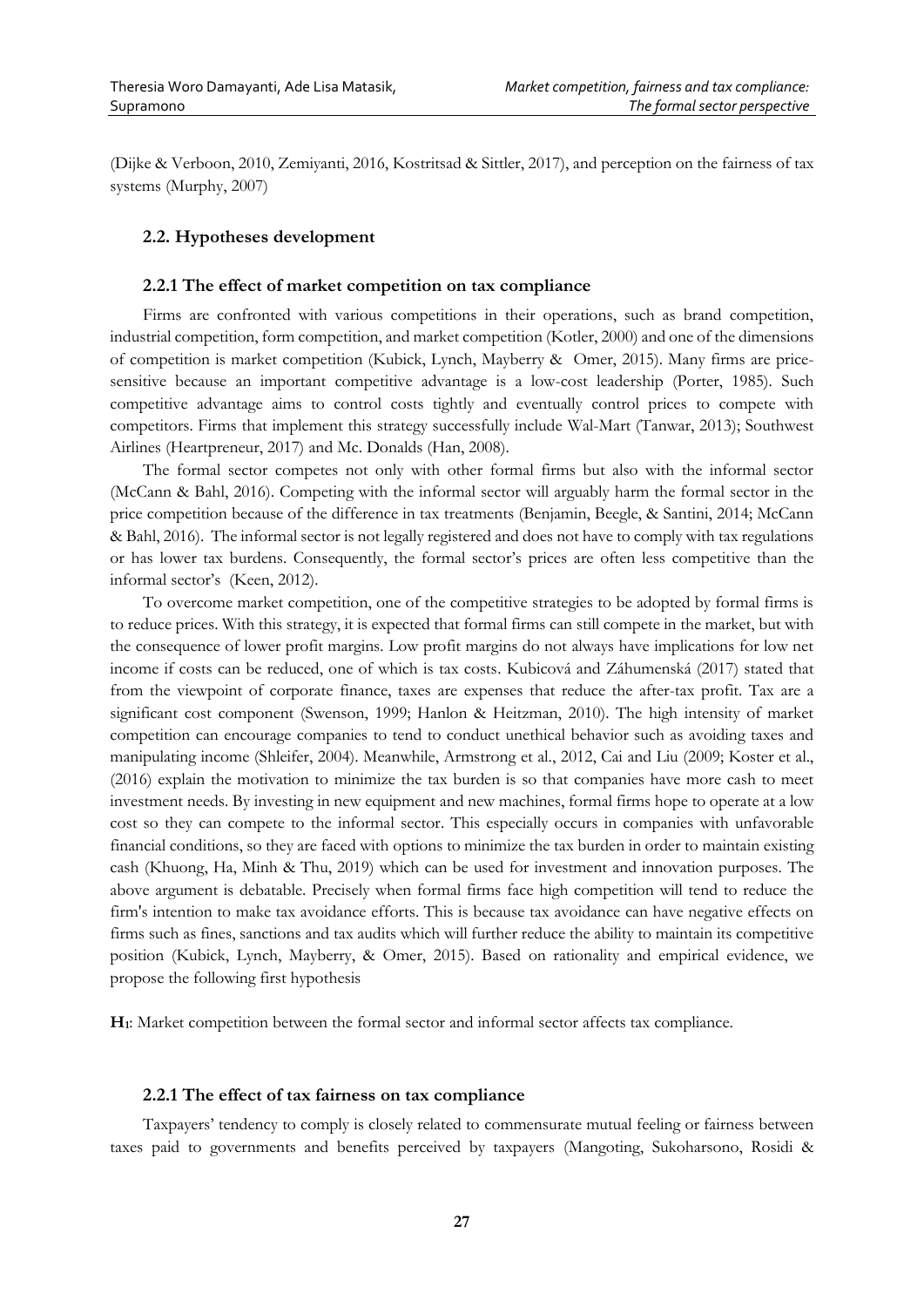(Dijke & Verboon, 2010, Zemiyanti, 2016, Kostritsad & Sittler, 2017), and perception on the fairness of tax systems (Murphy, 2007)

### 2.2. Hypotheses development

#### 2.2.1 The effect of market competition on tax compliance

Firms are confronted with various competitions in their operations, such as brand competition, industrial competition, form competition, and market competition (Kotler, 2000) and one of the dimensions of competition is market competition (Kubick, Lynch, Mayberry & Omer, 2015). Many firms are price-sensitive because an important competitive advantage is a low-cost leadership (Porter, 1985). Such competitive advantage aims to control costs tightly and eventually control prices to compete with competitors. Firms that implement this strategy successfully include Wal-Mart (Tanwar, 2013); Southwest Airlines (Heartpreneur, 2017) and Mc. Donalds (Han, 2008).

The formal sector competes not only with other formal firms but also with the informal sector (McCann & Bahl, 2016). Competing with the informal sector will arguably harm the formal sector in the price competition because of the difference in tax treatments (Benjamin, Beegle, & Santini, 2014; McCann & Bahl, 2016). The informal sector is not legally registered and does not have to comply with tax regulations or has lower tax burdens. Consequently, the formal sector's prices are often less competitive than the informal sector's (Keen, 2012).

To overcome market competition, one of the competitive strategies to be adopted by formal firms is to reduce prices. With this strategy, it is expected that formal firms can still compete in the market, but with the consequence of lower profit margins. Low profit margins do not always have implications for low net income if costs can be reduced, one of which is tax costs. Kubicová and Záhumenská (2017) stated that from the viewpoint of corporate finance, taxes are expenses that reduce the after-tax profit. Tax are a significant cost component (Swenson, 1999; Hanlon & Heitzman, 2010). The high intensity of market competition can encourage companies to tend to conduct unethical behavior such as avoiding taxes and manipulating income (Shleifer, 2004). Meanwhile, Armstrong et al., 2012, Cai and Liu (2009; Koster et al., (2016) explain the motivation to minimize the tax burden is so that companies have more cash to meet investment needs. By investing in new equipment and new machines, formal firms hope to operate at a low cost so they can compete to the informal sector. This especially occurs in companies with unfavorable financial conditions, so they are faced with options to minimize the tax burden in order to maintain existing cash (Khuong, Ha, Minh & Thu, 2019) which can be used for investment and innovation purposes. The above argument is debatable. Precisely when formal firms face high competition will tend to reduce the firm's intention to make tax avoidance efforts. This is because tax avoidance can have negative effects on firms such as fines, sanctions and tax audits which will further reduce the ability to maintain its competitive position (Kubick, Lynch, Mayberry, & Omer, 2015). Based on rationality and empirical evidence, we propose the following first hypothesis

**H1**: Market competition between the formal sector and informal sector affects tax compliance.

#### 2.2.1 The effect of tax fairness on tax compliance

Taxpayers' tendency to comply is closely related to commensurate mutual feeling or fairness between taxes paid to governments and benefits perceived by taxpayers (Mangoting, Sukoharsono, Rosidi &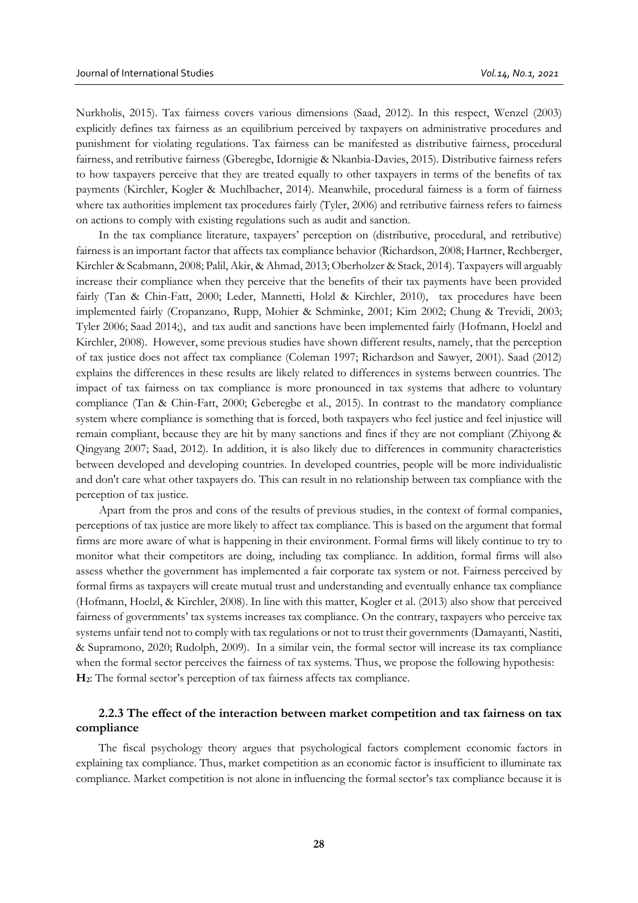Nurkholis, 2015). Tax fairness covers various dimensions (Saad, 2012). In this respect, Wenzel (2003) explicitly defines tax fairness as an equilibrium perceived by taxpayers on administrative procedures and punishment for violating regulations. Tax fairness can be manifested as distributive fairness, procedural fairness, and retributive fairness (Gberegbe, Idornigie & Nkanbia-Davies, 2015). Distributive fairness refers to how taxpayers perceive that they are treated equally to other taxpayers in terms of the benefits of tax payments (Kirchler, Kogler & Muchlbacher, 2014). Meanwhile, procedural fairness is a form of fairness where tax authorities implement tax procedures fairly (Tyler, 2006) and retributive fairness refers to fairness on actions to comply with existing regulations such as audit and sanction.

In the tax compliance literature, taxpayers' perception on (distributive, procedural, and retributive) fairness is an important factor that affects tax compliance behavior (Richardson, 2008; Hartner, Rechberger, Kirchler & Scabmann, 2008; Palil, Akir, & Ahmad, 2013; Oberholzer & Stack, 2014). Taxpayers will arguably increase their compliance when they perceive that the benefits of their tax payments have been provided fairly (Tan & Chin-Fatt, 2000; Leder, Mannetti, Holzl & Kirchler, 2010), tax procedures have been implemented fairly (Cropanzano, Rupp, Mohier & Schminke, 2001; Kim 2002; Chung & Trevidi, 2003; Tyler 2006; Saad 2014;), and tax audit and sanctions have been implemented fairly (Hofmann, Hoelzl and Kirchler, 2008). However, some previous studies have shown different results, namely, that the perception of tax justice does not affect tax compliance (Coleman 1997; Richardson and Sawyer, 2001). Saad (2012) explains the differences in these results are likely related to differences in systems between countries. The impact of tax fairness on tax compliance is more pronounced in tax systems that adhere to voluntary compliance (Tan & Chin-Fatt, 2000; Geberegbe et al., 2015). In contrast to the mandatory compliance system where compliance is something that is forced, both taxpayers who feel justice and feel injustice will remain compliant, because they are hit by many sanctions and fines if they are not compliant (Zhiyong & Qingyang 2007; Saad, 2012). In addition, it is also likely due to differences in community characteristics between developed and developing countries. In developed countries, people will be more individualistic and don't care what other taxpayers do. This can result in no relationship between tax compliance with the perception of tax justice.

Apart from the pros and cons of the results of previous studies, in the context of formal companies, perceptions of tax justice are more likely to affect tax compliance. This is based on the argument that formal firms are more aware of what is happening in their environment. Formal firms will likely continue to try to monitor what their competitors are doing, including tax compliance. In addition, formal firms will also assess whether the government has implemented a fair corporate tax system or not. Fairness perceived by formal firms as taxpayers will create mutual trust and understanding and eventually enhance tax compliance (Hofmann, Hoelzl, & Kirchler, 2008). In line with this matter, Kogler et al. (2013) also show that perceived fairness of governments' tax systems increases tax compliance. On the contrary, taxpayers who perceive tax systems unfair tend not to comply with tax regulations or not to trust their governments (Damayanti, Nastiti, & Supramono, 2020; Rudolph, 2009). In a similar vein, the formal sector will increase its tax compliance when the formal sector perceives the fairness of tax systems. Thus, we propose the following hypothesis:

**H$_2$**: The formal sector's perception of tax fairness affects tax compliance.

### 2.2.3 The effect of the interaction between market competition and tax fairness on tax compliance

The fiscal psychology theory argues that psychological factors complement economic factors in explaining tax compliance. Thus, market competition as an economic factor is insufficient to illuminate tax compliance. Market competition is not alone in influencing the formal sector's tax compliance because it is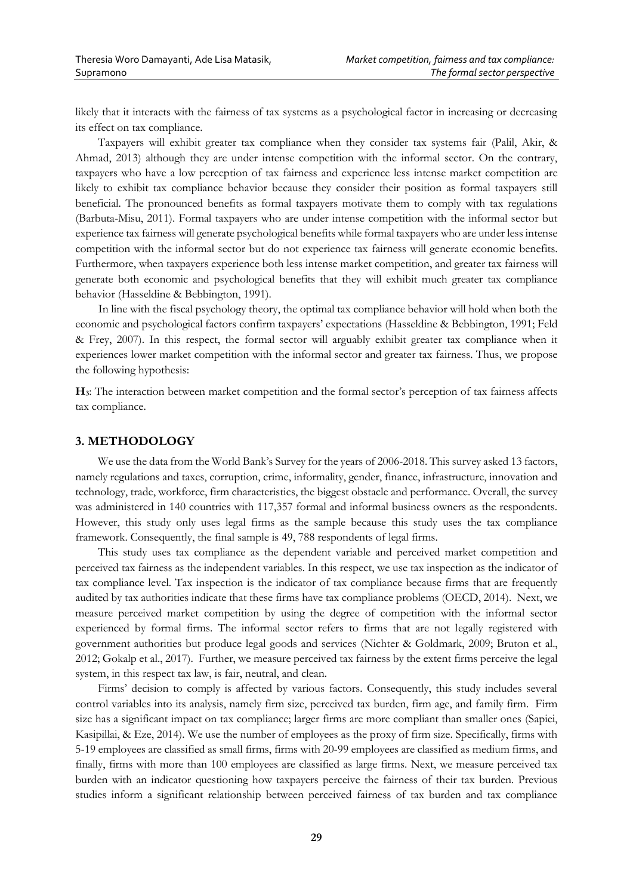likely that it interacts with the fairness of tax systems as a psychological factor in increasing or decreasing its effect on tax compliance.

Taxpayers will exhibit greater tax compliance when they consider tax systems fair (Palil, Akir, & Ahmad, 2013) although they are under intense competition with the informal sector. On the contrary, taxpayers who have a low perception of tax fairness and experience less intense market competition are likely to exhibit tax compliance behavior because they consider their position as formal taxpayers still beneficial. The pronounced benefits as formal taxpayers motivate them to comply with tax regulations (Barbuta-Misu, 2011). Formal taxpayers who are under intense competition with the informal sector but experience tax fairness will generate psychological benefits while formal taxpayers who are under less intense competition with the informal sector but do not experience tax fairness will generate economic benefits. Furthermore, when taxpayers experience both less intense market competition, and greater tax fairness will generate both economic and psychological benefits that they will exhibit much greater tax compliance behavior (Hasseldine & Bebbington, 1991).

In line with the fiscal psychology theory, the optimal tax compliance behavior will hold when both the economic and psychological factors confirm taxpayers' expectations (Hasseldine & Bebbington, 1991; Feld & Frey, 2007). In this respect, the formal sector will arguably exhibit greater tax compliance when it experiences lower market competition with the informal sector and greater tax fairness. Thus, we propose the following hypothesis:

**H3**: The interaction between market competition and the formal sector's perception of tax fairness affects tax compliance.

## 3. METHODOLOGY

We use the data from the World Bank's Survey for the years of 2006-2018. This survey asked 13 factors, namely regulations and taxes, corruption, crime, informality, gender, finance, infrastructure, innovation and technology, trade, workforce, firm characteristics, the biggest obstacle and performance. Overall, the survey was administered in 140 countries with 117,357 formal and informal business owners as the respondents. However, this study only uses legal firms as the sample because this study uses the tax compliance framework. Consequently, the final sample is 49, 788 respondents of legal firms.

This study uses tax compliance as the dependent variable and perceived market competition and perceived tax fairness as the independent variables. In this respect, we use tax inspection as the indicator of tax compliance level. Tax inspection is the indicator of tax compliance because firms that are frequently audited by tax authorities indicate that these firms have tax compliance problems (OECD, 2014). Next, we measure perceived market competition by using the degree of competition with the informal sector experienced by formal firms. The informal sector refers to firms that are not legally registered with government authorities but produce legal goods and services (Nichter & Goldmark, 2009; Bruton et al., 2012; Gokalp et al., 2017). Further, we measure perceived tax fairness by the extent firms perceive the legal system, in this respect tax law, is fair, neutral, and clean.

Firms' decision to comply is affected by various factors. Consequently, this study includes several control variables into its analysis, namely firm size, perceived tax burden, firm age, and family firm. Firm size has a significant impact on tax compliance; larger firms are more compliant than smaller ones (Sapiei, Kasipillai, & Eze, 2014). We use the number of employees as the proxy of firm size. Specifically, firms with 5-19 employees are classified as small firms, firms with 20-99 employees are classified as medium firms, and finally, firms with more than 100 employees are classified as large firms. Next, we measure perceived tax burden with an indicator questioning how taxpayers perceive the fairness of their tax burden. Previous studies inform a significant relationship between perceived fairness of tax burden and tax compliance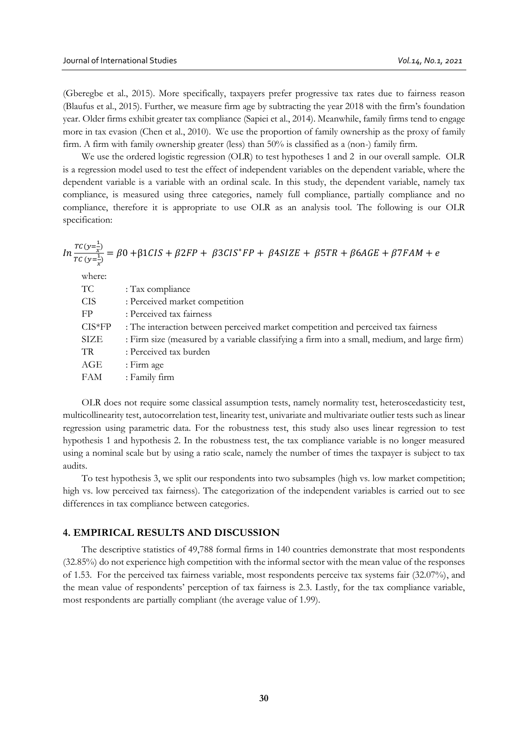(Gberegbe et al., 2015). More specifically, taxpayers prefer progressive tax rates due to fairness reason (Blaufus et al., 2015). Further, we measure firm age by subtracting the year 2018 with the firm's foundation year. Older firms exhibit greater tax compliance (Sapiei et al., 2014). Meanwhile, family firms tend to engage more in tax evasion (Chen et al., 2010). We use the proportion of family ownership as the proxy of family firm. A firm with family ownership greater (less) than 50% is classified as a (non-) family firm.

We use the ordered logistic regression (OLR) to test hypotheses 1 and 2 in our overall sample. OLR is a regression model used to test the effect of independent variables on the dependent variable, where the dependent variable is a variable with an ordinal scale. In this study, the dependent variable, namely tax compliance, is measured using three categories, namely full compliance, partially compliance and no compliance, therefore it is appropriate to use OLR as an analysis tool. The following is our OLR specification:

$$In\frac{TC(y=\frac{1}{x})}{TC\,(y=\frac{1}{x})} = \beta 0 + \beta 1CIS + \beta 2FP + \beta 3CIS^{*}FP + \beta 4SIZE + \beta 5TR + \beta 6AGE + \beta 7FAM + e$$

where:

| | |
|---|---|
| TC | : Tax compliance |
| CIS | : Perceived market competition |
| FP | : Perceived tax fairness |
| CIS*FP | : The interaction between perceived market competition and perceived tax fairness |
| SIZE | : Firm size (measured by a variable classifying a firm into a small, medium, and large firm) |
| TR | : Perceived tax burden |
| AGE | : Firm age |
| FAM | : Family firm |

OLR does not require some classical assumption tests, namely normality test, heteroscedasticity test, multicollinearity test, autocorrelation test, linearity test, univariate and multivariate outlier tests such as linear regression using parametric data. For the robustness test, this study also uses linear regression to test hypothesis 1 and hypothesis 2. In the robustness test, the tax compliance variable is no longer measured using a nominal scale but by using a ratio scale, namely the number of times the taxpayer is subject to tax audits.

To test hypothesis 3, we split our respondents into two subsamples (high vs. low market competition; high vs. low perceived tax fairness). The categorization of the independent variables is carried out to see differences in tax compliance between categories.

## 4. EMPIRICAL RESULTS AND DISCUSSION

The descriptive statistics of 49,788 formal firms in 140 countries demonstrate that most respondents (32.85%) do not experience high competition with the informal sector with the mean value of the responses of 1.53. For the perceived tax fairness variable, most respondents perceive tax systems fair (32.07%), and the mean value of respondents' perception of tax fairness is 2.3. Lastly, for the tax compliance variable, most respondents are partially compliant (the average value of 1.99).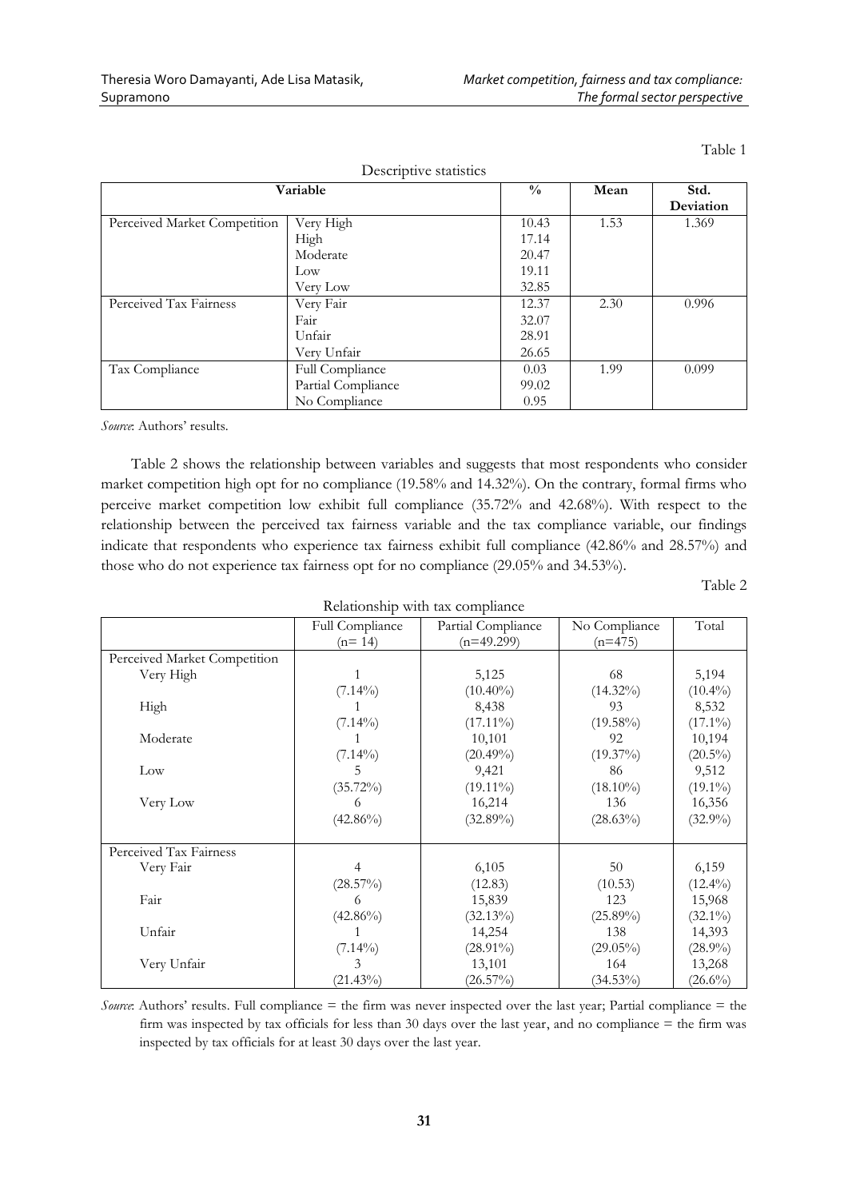Table 1

Descriptive statistics

| Variable | | % | Mean | Std. Deviation |
|---|---|---|---|---|
| Perceived Market Competition | Very High | 10.43 | 1.53 | 1.369 |
| | High | 17.14 | | |
| | Moderate | 20.47 | | |
| | Low | 19.11 | | |
| | Very Low | 32.85 | | |
| Perceived Tax Fairness | Very Fair | 12.37 | 2.30 | 0.996 |
| | Fair | 32.07 | | |
| | Unfair | 28.91 | | |
| | Very Unfair | 26.65 | | |
| Tax Compliance | Full Compliance | 0.03 | 1.99 | 0.099 |
| | Partial Compliance | 99.02 | | |
| | No Compliance | 0.95 | | |

*Source*: Authors' results.

Table 2 shows the relationship between variables and suggests that most respondents who consider market competition high opt for no compliance (19.58% and 14.32%). On the contrary, formal firms who perceive market competition low exhibit full compliance (35.72% and 42.68%). With respect to the relationship between the perceived tax fairness variable and the tax compliance variable, our findings indicate that respondents who experience tax fairness exhibit full compliance (42.86% and 28.57%) and those who do not experience tax fairness opt for no compliance (29.05% and 34.53%).

Table 2

Relationship with tax compliance

| | Full Compliance (n= 14) | Partial Compliance (n=49.299) | No Compliance (n=475) | Total |
|---|---|---|---|---|
| Perceived Market Competition | | | | |
| Very High | 1 (7.14%) | 5,125 (10.40%) | 68 (14.32%) | 5,194 (10.4%) |
| High | 1 (7.14%) | 8,438 (17.11%) | 93 (19.58%) | 8,532 (17.1%) |
| Moderate | 1 (7.14%) | 10,101 (20.49%) | 92 (19.37%) | 10,194 (20.5%) |
| Low | 5 (35.72%) | 9,421 (19.11%) | 86 (18.10%) | 9,512 (19.1%) |
| Very Low | 6 (42.86%) | 16,214 (32.89%) | 136 (28.63%) | 16,356 (32.9%) |
| Perceived Tax Fairness | | | | |
| Very Fair | 4 (28.57%) | 6,105 (12.83) | 50 (10.53) | 6,159 (12.4%) |
| Fair | 6 (42.86%) | 15,839 (32.13%) | 123 (25.89%) | 15,968 (32.1%) |
| Unfair | 1 (7.14%) | 14,254 (28.91%) | 138 (29.05%) | 14,393 (28.9%) |
| Very Unfair | 3 (21.43%) | 13,101 (26.57%) | 164 (34.53%) | 13,268 (26.6%) |

*Source*: Authors' results. Full compliance = the firm was never inspected over the last year; Partial compliance = the firm was inspected by tax officials for less than 30 days over the last year, and no compliance = the firm was inspected by tax officials for at least 30 days over the last year.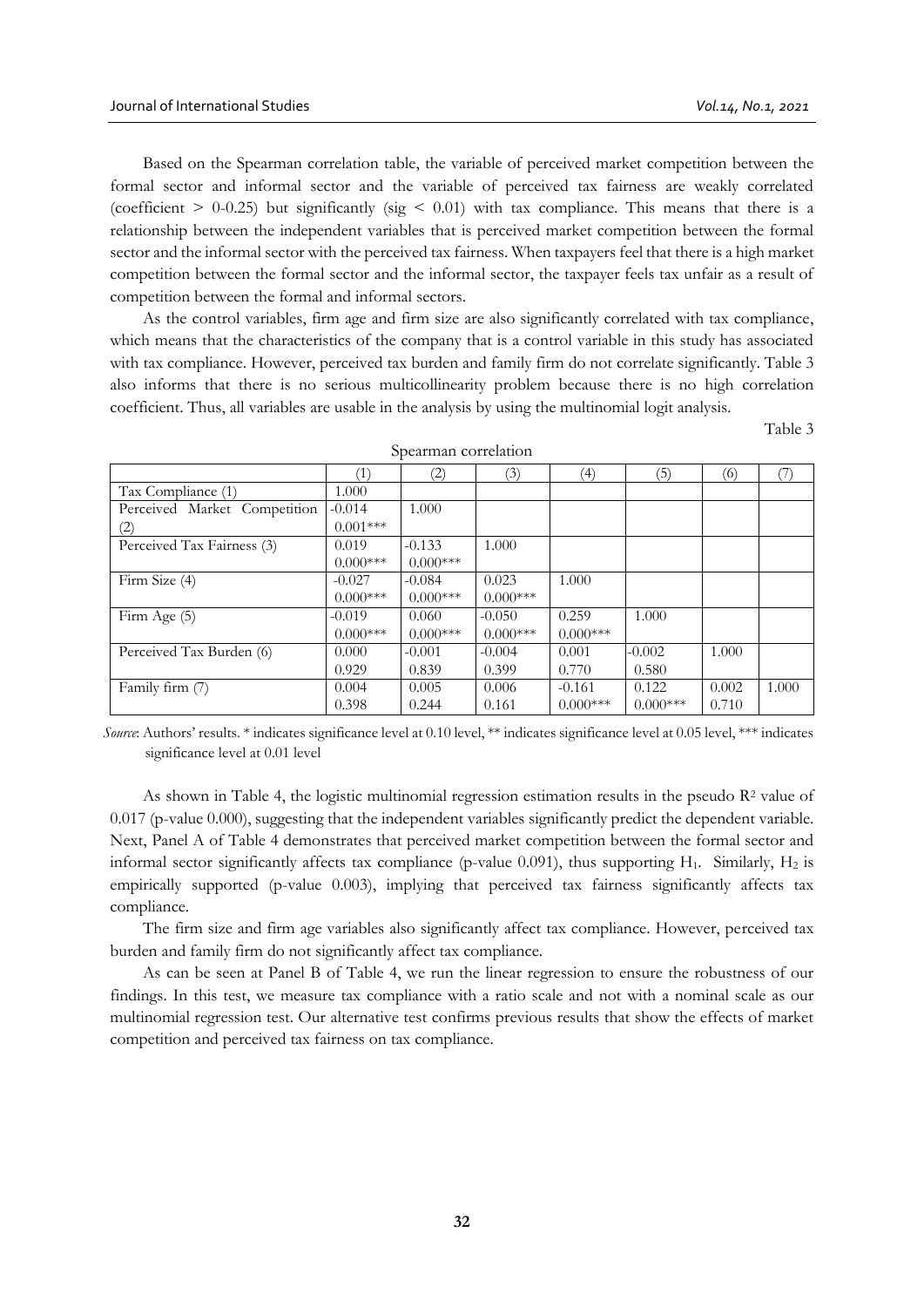Based on the Spearman correlation table, the variable of perceived market competition between the formal sector and informal sector and the variable of perceived tax fairness are weakly correlated (coefficient > 0-0.25) but significantly (sig < 0.01) with tax compliance. This means that there is a relationship between the independent variables that is perceived market competition between the formal sector and the informal sector with the perceived tax fairness. When taxpayers feel that there is a high market competition between the formal sector and the informal sector, the taxpayer feels tax unfair as a result of competition between the formal and informal sectors.

As the control variables, firm age and firm size are also significantly correlated with tax compliance, which means that the characteristics of the company that is a control variable in this study has associated with tax compliance. However, perceived tax burden and family firm do not correlate significantly. Table 3 also informs that there is no serious multicollinearity problem because there is no high correlation coefficient. Thus, all variables are usable in the analysis by using the multinomial logit analysis.

Table 3

Spearman correlation

| | (1) | (2) | (3) | (4) | (5) | (6) | (7) |
|---|---|---|---|---|---|---|---|
| Tax Compliance (1) | 1.000 | | | | | | |
| Perceived Market Competition (2) | -0.014<br>0.001*** | 1.000 | | | | | |
| Perceived Tax Fairness (3) | 0.019<br>0.000*** | -0.133<br>0.000*** | 1.000 | | | | |
| Firm Size (4) | -0.027<br>0.000*** | -0.084<br>0.000*** | 0.023<br>0.000*** | 1.000 | | | |
| Firm Age (5) | -0.019<br>0.000*** | 0.060<br>0.000*** | -0.050<br>0.000*** | 0.259<br>0.000*** | 1.000 | | |
| Perceived Tax Burden (6) | 0.000<br>0.929 | -0.001<br>0.839 | -0.004<br>0.399 | 0.001<br>0.770 | -0.002<br>0.580 | 1.000 | |
| Family firm (7) | 0.004<br>0.398 | 0.005<br>0.244 | 0.006<br>0.161 | -0.161<br>0.000*** | 0.122<br>0.000*** | 0.002<br>0.710 | 1.000 |

*Source*: Authors' results. * indicates significance level at 0.10 level, ** indicates significance level at 0.05 level, *** indicates significance level at 0.01 level

As shown in Table 4, the logistic multinomial regression estimation results in the pseudo $R^2$ value of 0.017 (p-value 0.000), suggesting that the independent variables significantly predict the dependent variable. Next, Panel A of Table 4 demonstrates that perceived market competition between the formal sector and informal sector significantly affects tax compliance (p-value 0.091), thus supporting $H_1$. Similarly, $H_2$ is empirically supported (p-value 0.003), implying that perceived tax fairness significantly affects tax compliance.

The firm size and firm age variables also significantly affect tax compliance. However, perceived tax burden and family firm do not significantly affect tax compliance.

As can be seen at Panel B of Table 4, we run the linear regression to ensure the robustness of our findings. In this test, we measure tax compliance with a ratio scale and not with a nominal scale as our multinomial regression test. Our alternative test confirms previous results that show the effects of market competition and perceived tax fairness on tax compliance.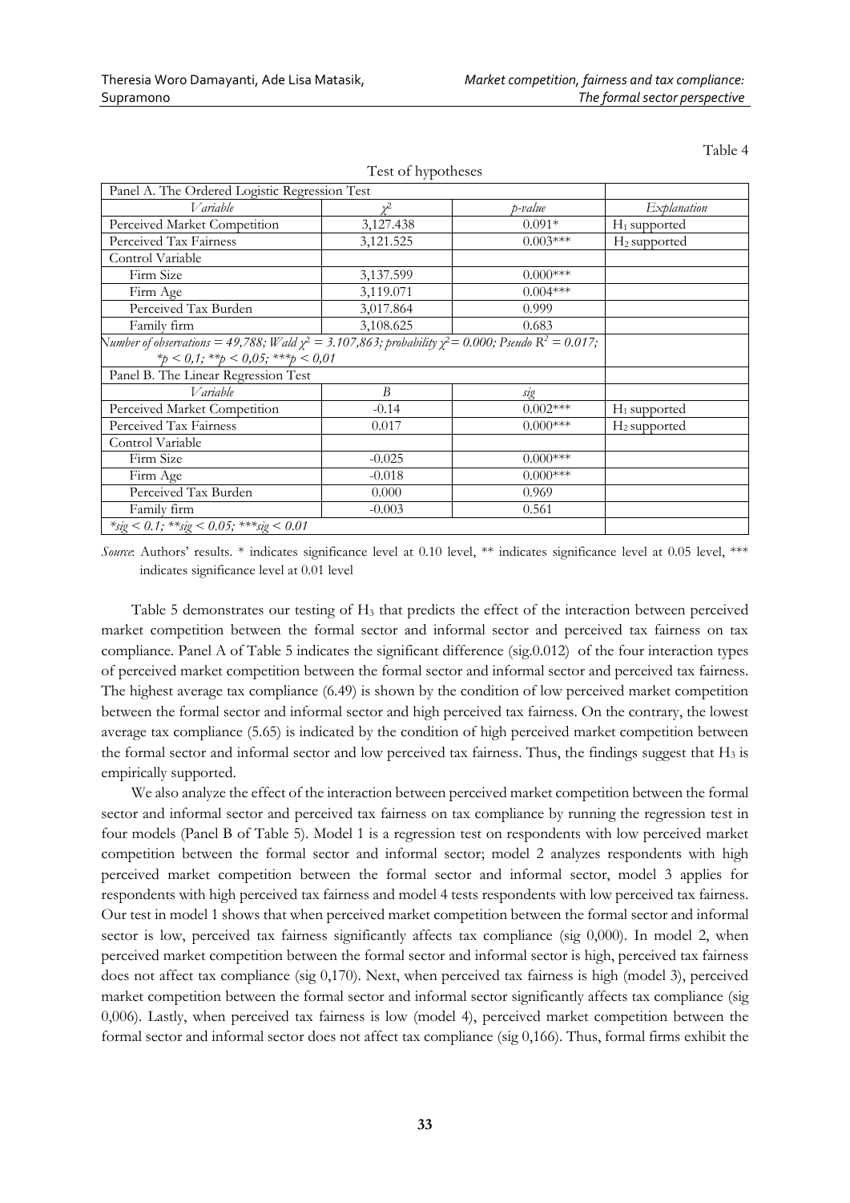Table 4

Test of hypotheses

| Panel A. The Ordered Logistic Regression Test | | | |
|---|---|---|---|
| *Variable* | $\chi^2$ | *p-value* | *Explanation* |
| Perceived Market Competition | 3,127.438 | 0.091* | $H_1$ supported |
| Perceived Tax Fairness | 3,121.525 | 0.003*** | $H_2$ supported |
| Control Variable | | | |
| Firm Size | 3,137.599 | 0.000*** | |
| Firm Age | 3,119.071 | 0.004*** | |
| Perceived Tax Burden | 3,017.864 | 0.999 | |
| Family firm | 3,108.625 | 0.683 | |
| *Number of observations = 49,788; Wald $\chi^2$ = 3.107,863; probability $\chi^2$= 0.000; Pseudo $R^2$ = 0.017; *p < 0,1; **p < 0,05; ***p < 0,01* | | | |
| Panel B. The Linear Regression Test | | | |
| *Variable* | *B* | *sig* | |
| Perceived Market Competition | -0.14 | 0.002*** | $H_1$ supported |
| Perceived Tax Fairness | 0.017 | 0.000*** | $H_2$ supported |
| Control Variable | | | |
| Firm Size | -0.025 | 0.000*** | |
| Firm Age | -0.018 | 0.000*** | |
| Perceived Tax Burden | 0.000 | 0.969 | |
| Family firm | -0.003 | 0.561 | |
| **sig < 0.1; **sig < 0.05; ***sig < 0.01* | | | |

*Source*: Authors' results. * indicates significance level at 0.10 level, ** indicates significance level at 0.05 level, *** indicates significance level at 0.01 level

Table 5 demonstrates our testing of $H_3$ that predicts the effect of the interaction between perceived market competition between the formal sector and informal sector and perceived tax fairness on tax compliance. Panel A of Table 5 indicates the significant difference (sig.0.012) of the four interaction types of perceived market competition between the formal sector and informal sector and perceived tax fairness. The highest average tax compliance (6.49) is shown by the condition of low perceived market competition between the formal sector and informal sector and high perceived tax fairness. On the contrary, the lowest average tax compliance (5.65) is indicated by the condition of high perceived market competition between the formal sector and informal sector and low perceived tax fairness. Thus, the findings suggest that $H_3$ is empirically supported.

We also analyze the effect of the interaction between perceived market competition between the formal sector and informal sector and perceived tax fairness on tax compliance by running the regression test in four models (Panel B of Table 5). Model 1 is a regression test on respondents with low perceived market competition between the formal sector and informal sector; model 2 analyzes respondents with high perceived market competition between the formal sector and informal sector, model 3 applies for respondents with high perceived tax fairness and model 4 tests respondents with low perceived tax fairness. Our test in model 1 shows that when perceived market competition between the formal sector and informal sector is low, perceived tax fairness significantly affects tax compliance (sig 0,000). In model 2, when perceived market competition between the formal sector and informal sector is high, perceived tax fairness does not affect tax compliance (sig 0,170). Next, when perceived tax fairness is high (model 3), perceived market competition between the formal sector and informal sector significantly affects tax compliance (sig 0,006). Lastly, when perceived tax fairness is low (model 4), perceived market competition between the formal sector and informal sector does not affect tax compliance (sig 0,166). Thus, formal firms exhibit the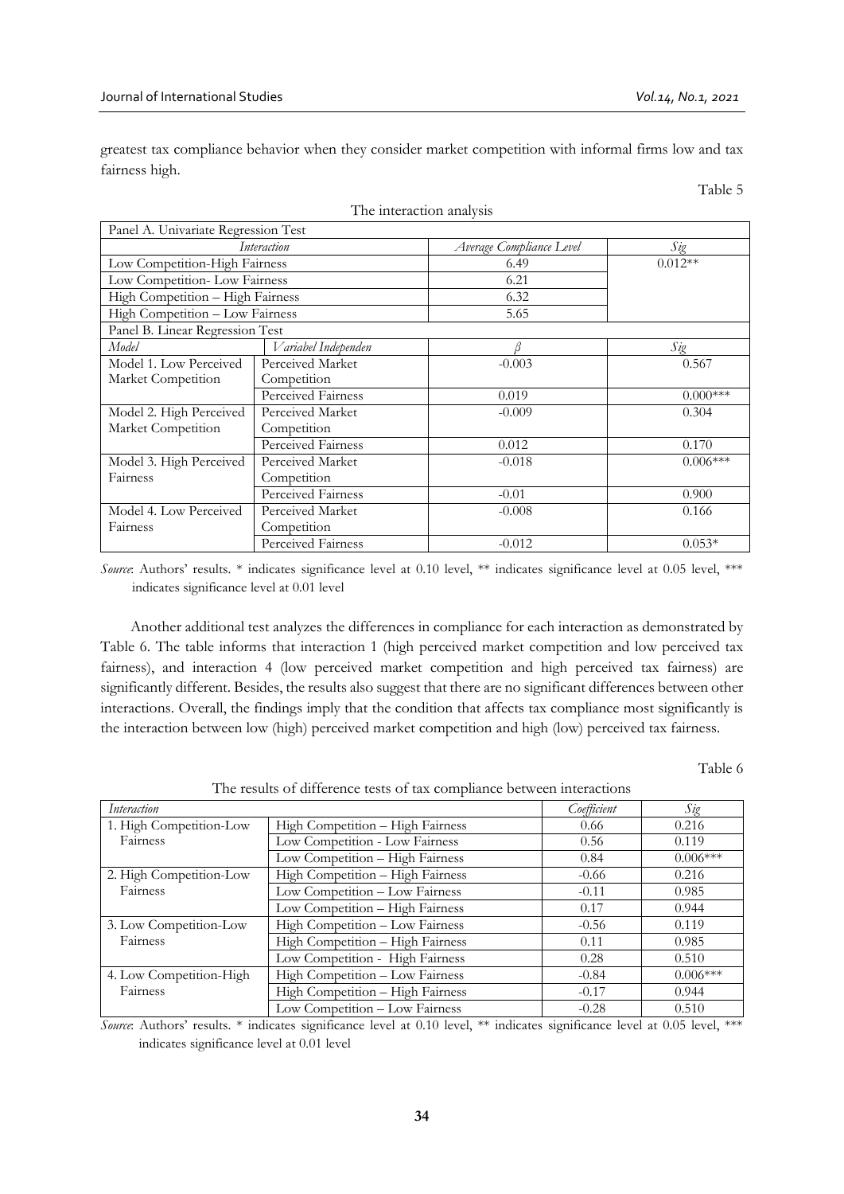greatest tax compliance behavior when they consider market competition with informal firms low and tax fairness high.

Table 5

The interaction analysis

| Panel A. Univariate Regression Test | | | |
|---|---|---|---|
| *Interaction* | | *Average Compliance Level* | *Sig* |
| Low Competition-High Fairness | | 6.49 | 0.012** |
| Low Competition- Low Fairness | | 6.21 | |
| High Competition – High Fairness | | 6.32 | |
| High Competition – Low Fairness | | 5.65 | |
| **Panel B. Linear Regression Test** | | | |
| *Model* | *Variabel Independen* | *β* | *Sig* |
| Model 1. Low Perceived Market Competition | Perceived Market Competition | -0.003 | 0.567 |
| | Perceived Fairness | 0.019 | 0.000*** |
| Model 2. High Perceived Market Competition | Perceived Market Competition | -0.009 | 0.304 |
| | Perceived Fairness | 0.012 | 0.170 |
| Model 3. High Perceived Fairness | Perceived Market Competition | -0.018 | 0.006*** |
| | Perceived Fairness | -0.01 | 0.900 |
| Model 4. Low Perceived Fairness | Perceived Market Competition | -0.008 | 0.166 |
| | Perceived Fairness | -0.012 | 0.053* |

*Source*: Authors' results. * indicates significance level at 0.10 level, ** indicates significance level at 0.05 level, *** indicates significance level at 0.01 level

Another additional test analyzes the differences in compliance for each interaction as demonstrated by Table 6. The table informs that interaction 1 (high perceived market competition and low perceived tax fairness), and interaction 4 (low perceived market competition and high perceived tax fairness) are significantly different. Besides, the results also suggest that there are no significant differences between other interactions. Overall, the findings imply that the condition that affects tax compliance most significantly is the interaction between low (high) perceived market competition and high (low) perceived tax fairness.

Table 6

The results of difference tests of tax compliance between interactions

| *Interaction* | | *Coefficient* | *Sig* |
|---|---|---|---|
| 1. High Competition-Low Fairness | High Competition – High Fairness | 0.66 | 0.216 |
| | Low Competition - Low Fairness | 0.56 | 0.119 |
| | Low Competition – High Fairness | 0.84 | 0.006*** |
| 2. High Competition-Low Fairness | High Competition – High Fairness | -0.66 | 0.216 |
| | Low Competition – Low Fairness | -0.11 | 0.985 |
| | Low Competition – High Fairness | 0.17 | 0.944 |
| 3. Low Competition-Low Fairness | High Competition – Low Fairness | -0.56 | 0.119 |
| | High Competition – High Fairness | 0.11 | 0.985 |
| | Low Competition - High Fairness | 0.28 | 0.510 |
| 4. Low Competition-High Fairness | High Competition – Low Fairness | -0.84 | 0.006*** |
| | High Competition – High Fairness | -0.17 | 0.944 |
| | Low Competition – Low Fairness | -0.28 | 0.510 |

*Source*: Authors' results. * indicates significance level at 0.10 level, ** indicates significance level at 0.05 level, *** indicates significance level at 0.01 level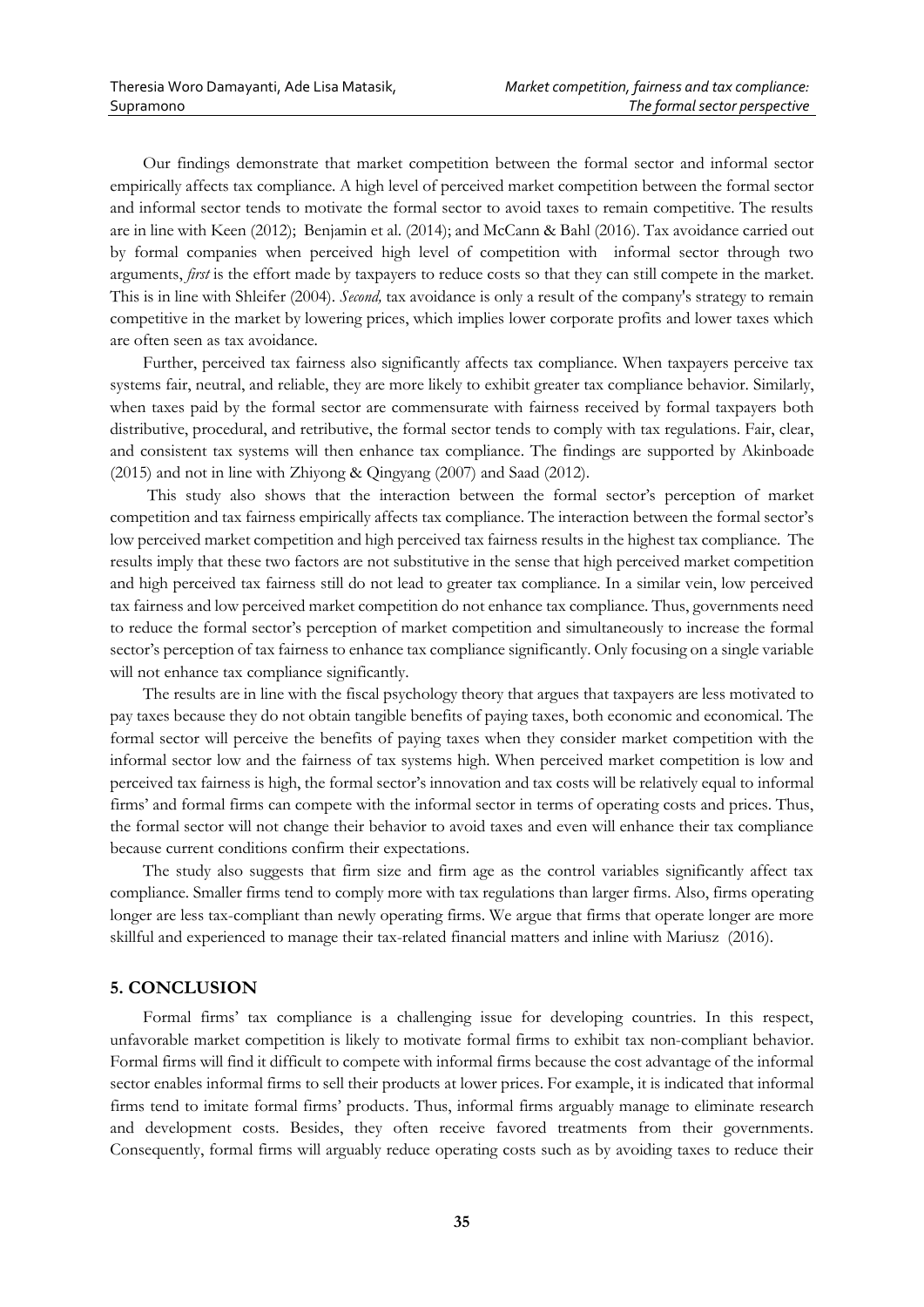Our findings demonstrate that market competition between the formal sector and informal sector empirically affects tax compliance. A high level of perceived market competition between the formal sector and informal sector tends to motivate the formal sector to avoid taxes to remain competitive. The results are in line with Keen (2012); Benjamin et al. (2014); and McCann & Bahl (2016). Tax avoidance carried out by formal companies when perceived high level of competition with informal sector through two arguments, *first* is the effort made by taxpayers to reduce costs so that they can still compete in the market. This is in line with Shleifer (2004). *Second,* tax avoidance is only a result of the company's strategy to remain competitive in the market by lowering prices, which implies lower corporate profits and lower taxes which are often seen as tax avoidance.

Further, perceived tax fairness also significantly affects tax compliance. When taxpayers perceive tax systems fair, neutral, and reliable, they are more likely to exhibit greater tax compliance behavior. Similarly, when taxes paid by the formal sector are commensurate with fairness received by formal taxpayers both distributive, procedural, and retributive, the formal sector tends to comply with tax regulations. Fair, clear, and consistent tax systems will then enhance tax compliance. The findings are supported by Akinboade (2015) and not in line with Zhiyong & Qingyang (2007) and Saad (2012).

This study also shows that the interaction between the formal sector's perception of market competition and tax fairness empirically affects tax compliance. The interaction between the formal sector's low perceived market competition and high perceived tax fairness results in the highest tax compliance. The results imply that these two factors are not substitutive in the sense that high perceived market competition and high perceived tax fairness still do not lead to greater tax compliance. In a similar vein, low perceived tax fairness and low perceived market competition do not enhance tax compliance. Thus, governments need to reduce the formal sector's perception of market competition and simultaneously to increase the formal sector's perception of tax fairness to enhance tax compliance significantly. Only focusing on a single variable will not enhance tax compliance significantly.

The results are in line with the fiscal psychology theory that argues that taxpayers are less motivated to pay taxes because they do not obtain tangible benefits of paying taxes, both economic and economical. The formal sector will perceive the benefits of paying taxes when they consider market competition with the informal sector low and the fairness of tax systems high. When perceived market competition is low and perceived tax fairness is high, the formal sector's innovation and tax costs will be relatively equal to informal firms' and formal firms can compete with the informal sector in terms of operating costs and prices. Thus, the formal sector will not change their behavior to avoid taxes and even will enhance their tax compliance because current conditions confirm their expectations.

The study also suggests that firm size and firm age as the control variables significantly affect tax compliance. Smaller firms tend to comply more with tax regulations than larger firms. Also, firms operating longer are less tax-compliant than newly operating firms. We argue that firms that operate longer are more skillful and experienced to manage their tax-related financial matters and inline with Mariusz (2016).

## 5. CONCLUSION

Formal firms' tax compliance is a challenging issue for developing countries. In this respect, unfavorable market competition is likely to motivate formal firms to exhibit tax non-compliant behavior. Formal firms will find it difficult to compete with informal firms because the cost advantage of the informal sector enables informal firms to sell their products at lower prices. For example, it is indicated that informal firms tend to imitate formal firms' products. Thus, informal firms arguably manage to eliminate research and development costs. Besides, they often receive favored treatments from their governments. Consequently, formal firms will arguably reduce operating costs such as by avoiding taxes to reduce their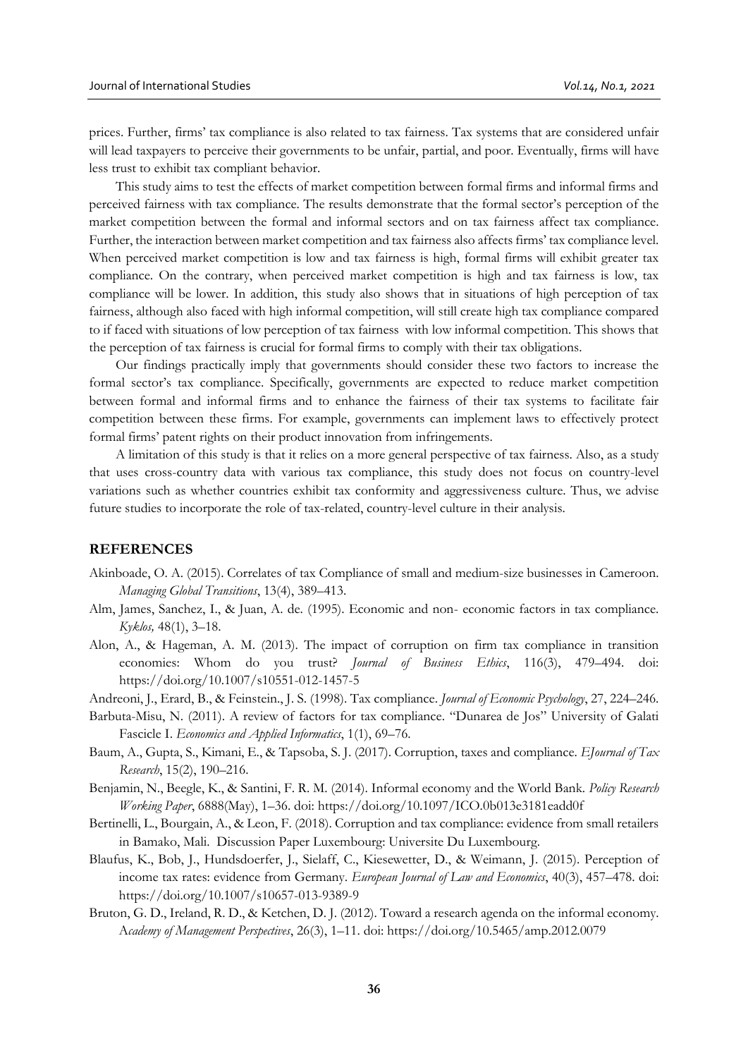prices. Further, firms' tax compliance is also related to tax fairness. Tax systems that are considered unfair will lead taxpayers to perceive their governments to be unfair, partial, and poor. Eventually, firms will have less trust to exhibit tax compliant behavior.

This study aims to test the effects of market competition between formal firms and informal firms and perceived fairness with tax compliance. The results demonstrate that the formal sector's perception of the market competition between the formal and informal sectors and on tax fairness affect tax compliance. Further, the interaction between market competition and tax fairness also affects firms' tax compliance level. When perceived market competition is low and tax fairness is high, formal firms will exhibit greater tax compliance. On the contrary, when perceived market competition is high and tax fairness is low, tax compliance will be lower. In addition, this study also shows that in situations of high perception of tax fairness, although also faced with high informal competition, will still create high tax compliance compared to if faced with situations of low perception of tax fairness with low informal competition. This shows that the perception of tax fairness is crucial for formal firms to comply with their tax obligations.

Our findings practically imply that governments should consider these two factors to increase the formal sector's tax compliance. Specifically, governments are expected to reduce market competition between formal and informal firms and to enhance the fairness of their tax systems to facilitate fair competition between these firms. For example, governments can implement laws to effectively protect formal firms' patent rights on their product innovation from infringements.

A limitation of this study is that it relies on a more general perspective of tax fairness. Also, as a study that uses cross-country data with various tax compliance, this study does not focus on country-level variations such as whether countries exhibit tax conformity and aggressiveness culture. Thus, we advise future studies to incorporate the role of tax-related, country-level culture in their analysis.

## REFERENCES

Akinboade, O. A. (2015). Correlates of tax Compliance of small and medium-size businesses in Cameroon. *Managing Global Transitions*, 13(4), 389–413.

Alm, James, Sanchez, I., & Juan, A. de. (1995). Economic and non- economic factors in tax compliance. *Kyklos,* 48(1), 3–18.

Alon, A., & Hageman, A. M. (2013). The impact of corruption on firm tax compliance in transition economies: Whom do you trust? *Journal of Business Ethics*, 116(3), 479–494. doi: https://doi.org/10.1007/s10551-012-1457-5

Andreoni, J., Erard, B., & Feinstein., J. S. (1998). Tax compliance. *Journal of Economic Psychology*, 27, 224–246.

Barbuta-Misu, N. (2011). A review of factors for tax compliance. "Dunarea de Jos" University of Galati Fascicle I. *Economics and Applied Informatics*, 1(1), 69–76.

Baum, A., Gupta, S., Kimani, E., & Tapsoba, S. J. (2017). Corruption, taxes and compliance. *EJournal of Tax Research*, 15(2), 190–216.

Benjamin, N., Beegle, K., & Santini, F. R. M. (2014). Informal economy and the World Bank. *Policy Research Working Paper*, 6888(May), 1–36. doi: https://doi.org/10.1097/ICO.0b013e3181eadd0f

Bertinelli, L., Bourgain, A., & Leon, F. (2018). Corruption and tax compliance: evidence from small retailers in Bamako, Mali. Discussion Paper Luxembourg: Universite Du Luxembourg.

Blaufus, K., Bob, J., Hundsdoerfer, J., Sielaff, C., Kiesewetter, D., & Weimann, J. (2015). Perception of income tax rates: evidence from Germany. *European Journal of Law and Economics*, 40(3), 457–478. doi: https://doi.org/10.1007/s10657-013-9389-9

Bruton, G. D., Ireland, R. D., & Ketchen, D. J. (2012). Toward a research agenda on the informal economy. A*cademy of Management Perspectives*, 26(3), 1–11. doi: https://doi.org/10.5465/amp.2012.0079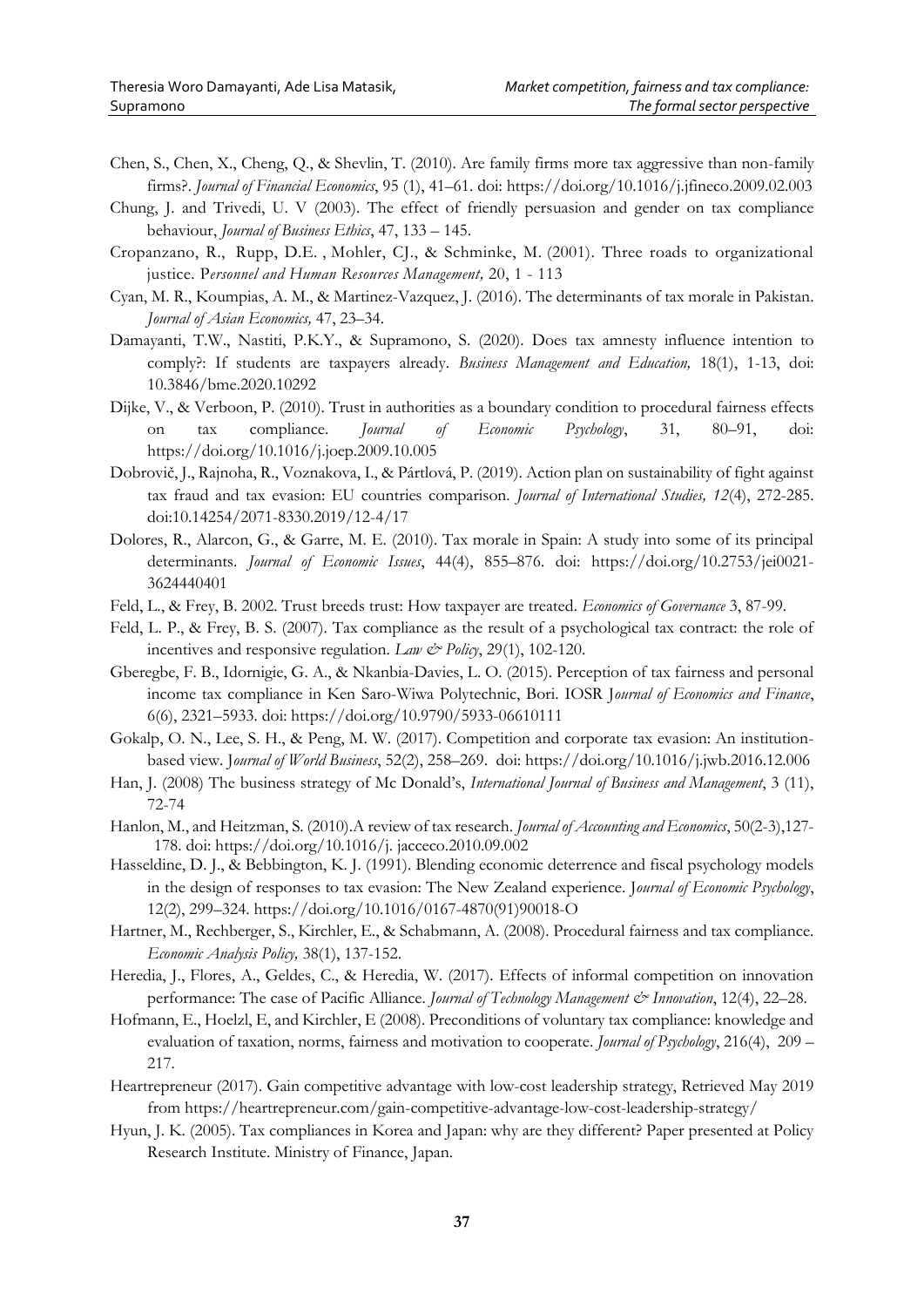Chen, S., Chen, X., Cheng, Q., & Shevlin, T. (2010). Are family firms more tax aggressive than non-family firms?. *Journal of Financial Economics*, 95 (1), 41–61. doi: https://doi.org/10.1016/j.jfineco.2009.02.003

Chung, J. and Trivedi, U. V (2003). The effect of friendly persuasion and gender on tax compliance behaviour, *Journal of Business Ethics*, 47, 133 – 145.

Cropanzano, R., Rupp, D.E. , Mohler, CJ., & Schminke, M. (2001). Three roads to organizational justice. P*ersonnel and Human Resources Management,* 20, 1 - 113

Cyan, M. R., Koumpias, A. M., & Martinez-Vazquez, J. (2016). The determinants of tax morale in Pakistan. *Journal of Asian Economics,* 47, 23–34.

Damayanti, T.W., Nastiti, P.K.Y., & Supramono, S. (2020). Does tax amnesty influence intention to comply?: If students are taxpayers already. *Business Management and Education,* 18(1), 1-13, doi: 10.3846/bme.2020.10292

Dijke, V., & Verboon, P. (2010). Trust in authorities as a boundary condition to procedural fairness effects on tax compliance. *Journal of Economic Psychology*, 31, 80–91, doi: https://doi.org/10.1016/j.joep.2009.10.005

Dobrovič, J., Rajnoha, R., Voznakova, I., & Pártlová, P. (2019). Action plan on sustainability of fight against tax fraud and tax evasion: EU countries comparison. *Journal of International Studies, 12*(4), 272-285. doi:10.14254/2071-8330.2019/12-4/17

Dolores, R., Alarcon, G., & Garre, M. E. (2010). Tax morale in Spain: A study into some of its principal determinants. *Journal of Economic Issues*, 44(4), 855–876. doi: https://doi.org/10.2753/jei0021-3624440401

Feld, L., & Frey, B. 2002. Trust breeds trust: How taxpayer are treated. *Economics of Governance* 3, 87-99.

Feld, L. P., & Frey, B. S. (2007). Tax compliance as the result of a psychological tax contract: the role of incentives and responsive regulation. *Law & Policy*, 29(1), 102-120.

Gberegbe, F. B., Idornigie, G. A., & Nkanbia-Davies, L. O. (2015). Perception of tax fairness and personal income tax compliance in Ken Saro-Wiwa Polytechnic, Bori. IOSR J*ournal of Economics and Finance*, 6(6), 2321–5933. doi: https://doi.org/10.9790/5933-06610111

Gokalp, O. N., Lee, S. H., & Peng, M. W. (2017). Competition and corporate tax evasion: An institution-based view. J*ournal of World Business*, 52(2), 258–269. doi: https://doi.org/10.1016/j.jwb.2016.12.006

Han, J. (2008) The business strategy of Mc Donald's, *International Journal of Business and Management*, 3 (11), 72-74

Hanlon, M., and Heitzman, S. (2010).A review of tax research. *Journal of Accounting and Economics*, 50(2-3),127-178. doi: https://doi.org/10.1016/j. jacceco.2010.09.002

Hasseldine, D. J., & Bebbington, K. J. (1991). Blending economic deterrence and fiscal psychology models in the design of responses to tax evasion: The New Zealand experience. J*ournal of Economic Psychology*, 12(2), 299–324. https://doi.org/10.1016/0167-4870(91)90018-O

Hartner, M., Rechberger, S., Kirchler, E., & Schabmann, A. (2008). Procedural fairness and tax compliance. *Economic Analysis Policy,* 38(1), 137-152.

Heredia, J., Flores, A., Geldes, C., & Heredia, W. (2017). Effects of informal competition on innovation performance: The case of Pacific Alliance. *Journal of Technology Management & Innovation*, 12(4), 22–28.

Hofmann, E., Hoelzl, E, and Kirchler, E (2008). Preconditions of voluntary tax compliance: knowledge and evaluation of taxation, norms, fairness and motivation to cooperate. *Journal of Psychology*, 216(4), 209 – 217.

Heartrepreneur (2017). Gain competitive advantage with low-cost leadership strategy, Retrieved May 2019 from https://heartrepreneur.com/gain-competitive-advantage-low-cost-leadership-strategy/

Hyun, J. K. (2005). Tax compliances in Korea and Japan: why are they different? Paper presented at Policy Research Institute. Ministry of Finance, Japan.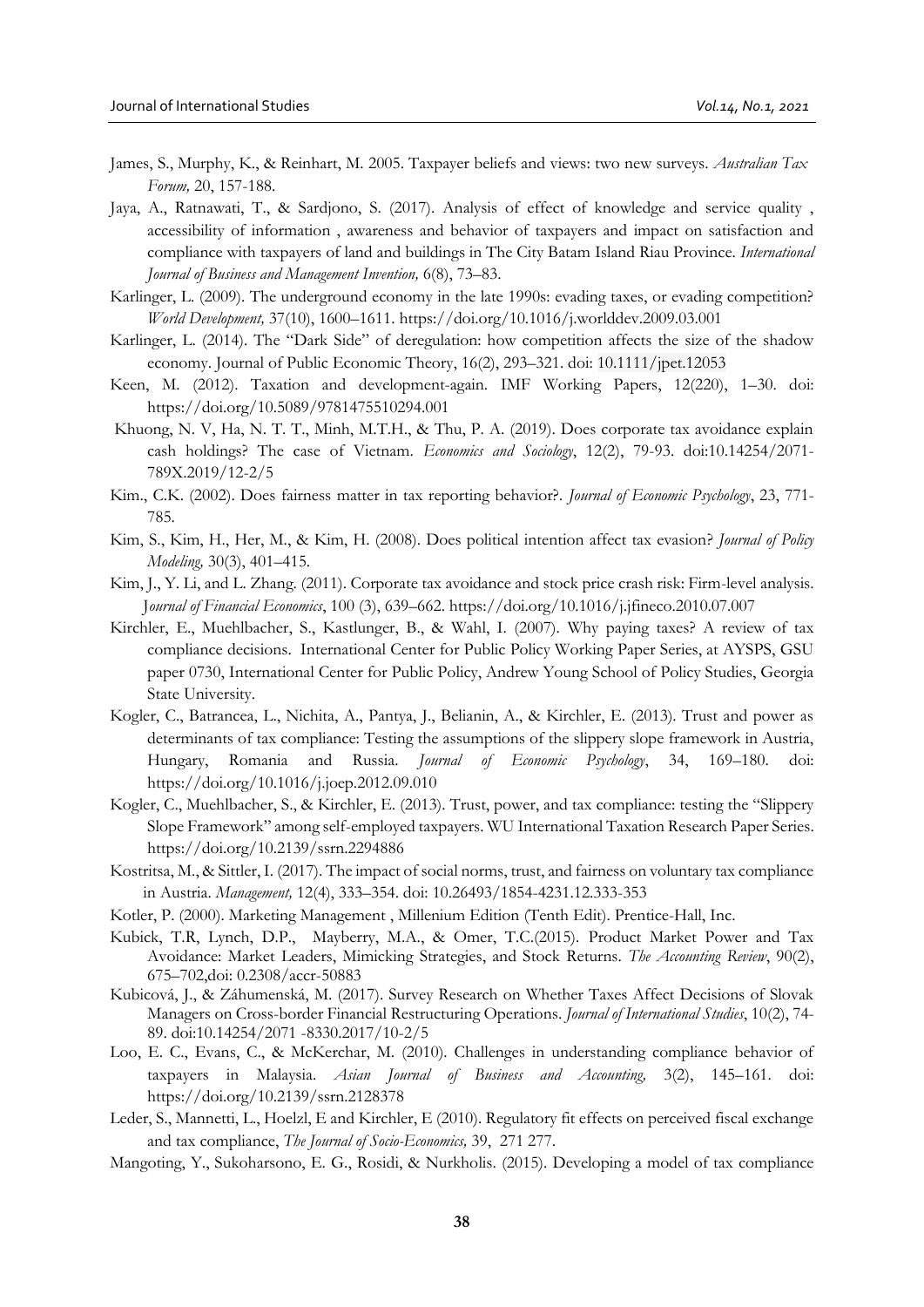James, S., Murphy, K., & Reinhart, M. 2005. Taxpayer beliefs and views: two new surveys. *Australian Tax Forum,* 20, 157-188.

Jaya, A., Ratnawati, T., & Sardjono, S. (2017). Analysis of effect of knowledge and service quality , accessibility of information , awareness and behavior of taxpayers and impact on satisfaction and compliance with taxpayers of land and buildings in The City Batam Island Riau Province. *International Journal of Business and Management Invention,* 6(8), 73–83.

Karlinger, L. (2009). The underground economy in the late 1990s: evading taxes, or evading competition? *World Development,* 37(10), 1600–1611. https://doi.org/10.1016/j.worlddev.2009.03.001

Karlinger, L. (2014). The "Dark Side" of deregulation: how competition affects the size of the shadow economy. Journal of Public Economic Theory, 16(2), 293–321. doi: 10.1111/jpet.12053

Keen, M. (2012). Taxation and development-again. IMF Working Papers, 12(220), 1–30. doi: https://doi.org/10.5089/9781475510294.001

Khuong, N. V, Ha, N. T. T., Minh, M.T.H., & Thu, P. A. (2019). Does corporate tax avoidance explain cash holdings? The case of Vietnam. *Economics and Sociology*, 12(2), 79-93. doi:10.14254/2071-789X.2019/12-2/5

Kim., C.K. (2002). Does fairness matter in tax reporting behavior?. *Journal of Economic Psychology*, 23, 771-785.

Kim, S., Kim, H., Her, M., & Kim, H. (2008). Does political intention affect tax evasion? *Journal of Policy Modeling,* 30(3), 401–415.

Kim, J., Y. Li, and L. Zhang. (2011). Corporate tax avoidance and stock price crash risk: Firm-level analysis. *Journal of Financial Economics*, 100 (3), 639–662. https://doi.org/10.1016/j.jfineco.2010.07.007

Kirchler, E., Muehlbacher, S., Kastlunger, B., & Wahl, I. (2007). Why paying taxes? A review of tax compliance decisions. International Center for Public Policy Working Paper Series, at AYSPS, GSU paper 0730, International Center for Public Policy, Andrew Young School of Policy Studies, Georgia State University.

Kogler, C., Batrancea, L., Nichita, A., Pantya, J., Belianin, A., & Kirchler, E. (2013). Trust and power as determinants of tax compliance: Testing the assumptions of the slippery slope framework in Austria, Hungary, Romania and Russia. *Journal of Economic Psychology*, 34, 169–180. doi: https://doi.org/10.1016/j.joep.2012.09.010

Kogler, C., Muehlbacher, S., & Kirchler, E. (2013). Trust, power, and tax compliance: testing the "Slippery Slope Framework" among self-employed taxpayers. WU International Taxation Research Paper Series. https://doi.org/10.2139/ssrn.2294886

Kostritsa, M., & Sittler, I. (2017). The impact of social norms, trust, and fairness on voluntary tax compliance in Austria. *Management,* 12(4), 333–354. doi: 10.26493/1854-4231.12.333-353

Kotler, P. (2000). Marketing Management , Millenium Edition (Tenth Edit). Prentice-Hall, Inc.

Kubick, T.R, Lynch, D.P., Mayberry, M.A., & Omer, T.C.(2015). Product Market Power and Tax Avoidance: Market Leaders, Mimicking Strategies, and Stock Returns. *The Accounting Review*, 90(2), 675–702,doi: 0.2308/accr-50883

Kubicová, J., & Záhumenská, M. (2017). Survey Research on Whether Taxes Affect Decisions of Slovak Managers on Cross-border Financial Restructuring Operations. *Journal of International Studies*, 10(2), 74-89. doi:10.14254/2071 -8330.2017/10-2/5

Loo, E. C., Evans, C., & McKerchar, M. (2010). Challenges in understanding compliance behavior of taxpayers in Malaysia. *Asian Journal of Business and Accounting,* 3(2), 145–161. doi: https://doi.org/10.2139/ssrn.2128378

Leder, S., Mannetti, L., Hoelzl, E and Kirchler, E (2010). Regulatory fit effects on perceived fiscal exchange and tax compliance, *The Journal of Socio-Economics,* 39, 271 277.

Mangoting, Y., Sukoharsono, E. G., Rosidi, & Nurkholis. (2015). Developing a model of tax compliance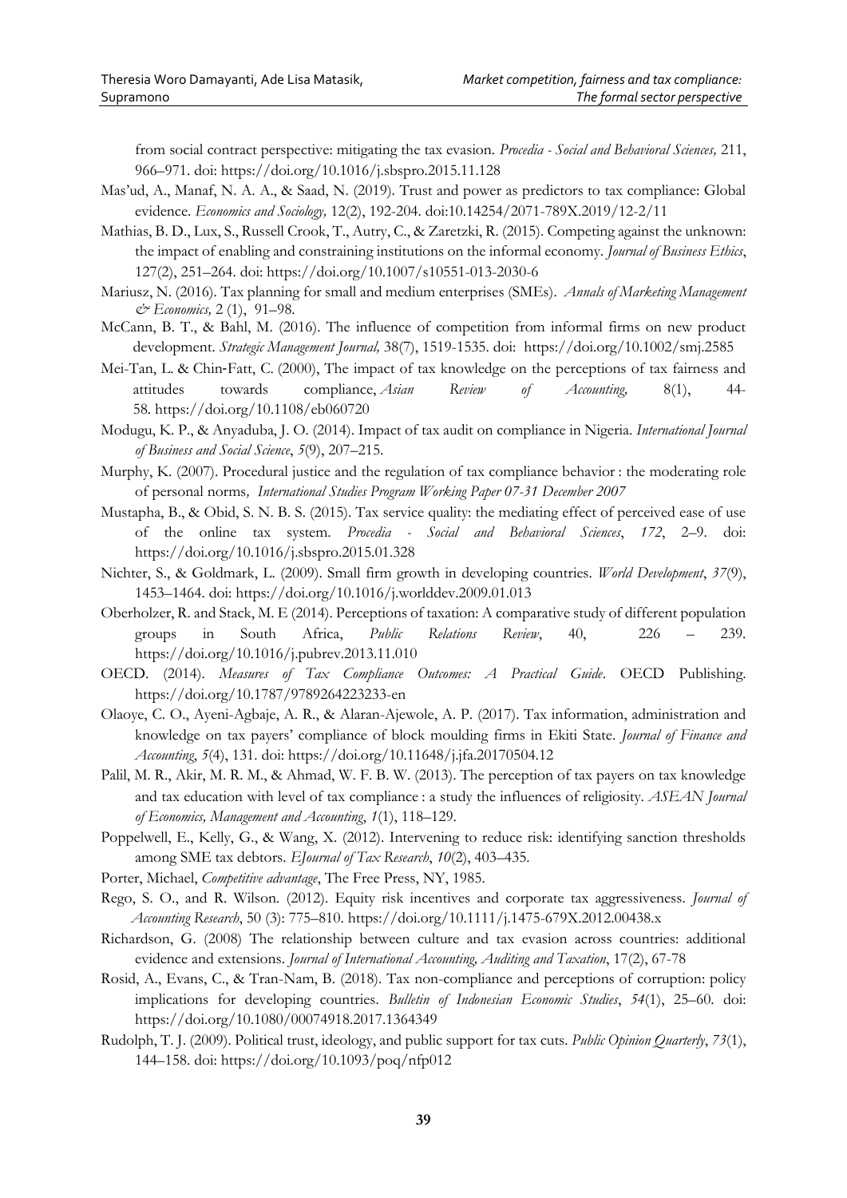from social contract perspective: mitigating the tax evasion. *Procedia - Social and Behavioral Sciences,* 211, 966–971. doi: https://doi.org/10.1016/j.sbspro.2015.11.128

Mas'ud, A., Manaf, N. A. A., & Saad, N. (2019). Trust and power as predictors to tax compliance: Global evidence. *Economics and Sociology,* 12(2), 192-204. doi:10.14254/2071-789X.2019/12-2/11

Mathias, B. D., Lux, S., Russell Crook, T., Autry, C., & Zaretzki, R. (2015). Competing against the unknown: the impact of enabling and constraining institutions on the informal economy. *Journal of Business Ethics*, 127(2), 251–264. doi: https://doi.org/10.1007/s10551-013-2030-6

Mariusz, N. (2016). Tax planning for small and medium enterprises (SMEs). *Annals of Marketing Management & Economics,* 2 (1), 91–98.

McCann, B. T., & Bahl, M. (2016). The influence of competition from informal firms on new product development. *Strategic Management Journal,* 38(7), 1519-1535. doi: https://doi.org/10.1002/smj.2585

Mei-Tan, L. & Chin-Fatt, C. (2000), The impact of tax knowledge on the perceptions of tax fairness and attitudes towards compliance, *Asian Review of Accounting,* 8(1), 44-58. https://doi.org/10.1108/eb060720

Modugu, K. P., & Anyaduba, J. O. (2014). Impact of tax audit on compliance in Nigeria. *International Journal of Business and Social Science*, *5*(9), 207–215.

Murphy, K. (2007). Procedural justice and the regulation of tax compliance behavior : the moderating role of personal norms, *International Studies Program Working Paper 07-31 December 2007*

Mustapha, B., & Obid, S. N. B. S. (2015). Tax service quality: the mediating effect of perceived ease of use of the online tax system. *Procedia - Social and Behavioral Sciences*, *172*, 2–9. doi: https://doi.org/10.1016/j.sbspro.2015.01.328

Nichter, S., & Goldmark, L. (2009). Small firm growth in developing countries. *World Development*, *37*(9), 1453–1464. doi: https://doi.org/10.1016/j.worlddev.2009.01.013

Oberholzer, R. and Stack, M. E (2014). Perceptions of taxation: A comparative study of different population groups in South Africa, *Public Relations Review*, 40, 226 – 239. https://doi.org/10.1016/j.pubrev.2013.11.010

OECD. (2014). *Measures of Tax Compliance Outcomes: A Practical Guide*. OECD Publishing. https://doi.org/10.1787/9789264223233-en

Olaoye, C. O., Ayeni-Agbaje, A. R., & Alaran-Ajewole, A. P. (2017). Tax information, administration and knowledge on tax payers' compliance of block moulding firms in Ekiti State. *Journal of Finance and Accounting*, *5*(4), 131. doi: https://doi.org/10.11648/j.jfa.20170504.12

Palil, M. R., Akir, M. R. M., & Ahmad, W. F. B. W. (2013). The perception of tax payers on tax knowledge and tax education with level of tax compliance : a study the influences of religiosity. *ASEAN Journal of Economics, Management and Accounting*, *1*(1), 118–129.

Poppelwell, E., Kelly, G., & Wang, X. (2012). Intervening to reduce risk: identifying sanction thresholds among SME tax debtors. *EJournal of Tax Research*, *10*(2), 403–435.

Porter, Michael, *Competitive advantage*, The Free Press, NY, 1985.

Rego, S. O., and R. Wilson. (2012). Equity risk incentives and corporate tax aggressiveness. *Journal of Accounting Research*, 50 (3): 775–810. https://doi.org/10.1111/j.1475-679X.2012.00438.x

Richardson, G. (2008) The relationship between culture and tax evasion across countries: additional evidence and extensions. *Journal of International Accounting, Auditing and Taxation*, 17(2), 67-78

Rosid, A., Evans, C., & Tran-Nam, B. (2018). Tax non-compliance and perceptions of corruption: policy implications for developing countries. *Bulletin of Indonesian Economic Studies*, *54*(1), 25–60. doi: https://doi.org/10.1080/00074918.2017.1364349

Rudolph, T. J. (2009). Political trust, ideology, and public support for tax cuts. *Public Opinion Quarterly*, *73*(1), 144–158. doi: https://doi.org/10.1093/poq/nfp012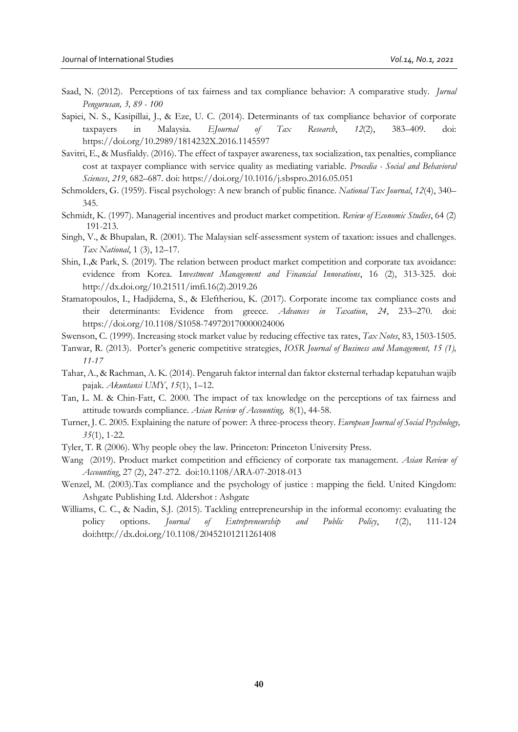Saad, N. (2012). Perceptions of tax fairness and tax compliance behavior: A comparative study. *Jurnal Pengurusan, 3, 89 - 100*

Sapiei, N. S., Kasipillai, J., & Eze, U. C. (2014). Determinants of tax compliance behavior of corporate taxpayers in Malaysia. *EJournal of Tax Research*, *12*(2), 383–409. doi: https://doi.org/10.2989/1814232X.2016.1145597

Savitri, E., & Musfialdy. (2016). The effect of taxpayer awareness, tax socialization, tax penalties, compliance cost at taxpayer compliance with service quality as mediating variable. *Procedia - Social and Behavioral Sciences*, *219*, 682–687. doi: https://doi.org/10.1016/j.sbspro.2016.05.051

Schmolders, G. (1959). Fiscal psychology: A new branch of public finance. *National Tax Journal*, *12*(4), 340–345.

Schmidt, K. (1997). Managerial incentives and product market competition. *Review of Economic Studies*, 64 (2) 191-213.

Singh, V., & Bhupalan, R. (2001). The Malaysian self-assessment system of taxation: issues and challenges. *Tax National*, 1 (3), 12–17.

Shin, I.,& Park, S. (2019). The relation between product market competition and corporate tax avoidance: evidence from Korea. I*nvestment Management and Financial Innovations*, 16 (2), 313-325. doi: http://dx.doi.org/10.21511/imfi.16(2).2019.26

Stamatopoulos, I., Hadjidema, S., & Eleftheriou, K. (2017). Corporate income tax compliance costs and their determinants: Evidence from greece. *Advances in Taxation*, *24*, 233–270. doi: https://doi.org/10.1108/S1058-749720170000024006

Swenson, C. (1999). Increasing stock market value by reducing effective tax rates, *Tax Notes*, 83, 1503-1505.

Tanwar, R. (2013). Porter's generic competitive strategies, *IOSR Journal of Business and Management, 15 (1), 11-17*

Tahar, A., & Rachman, A. K. (2014). Pengaruh faktor internal dan faktor eksternal terhadap kepatuhan wajib pajak. *Akuntansi UMY*, *15*(1), 1–12.

Tan, L. M. & Chin-Fatt, C. 2000. The impact of tax knowledge on the perceptions of tax fairness and attitude towards compliance. *Asian Review of Accounting,* 8(1), 44-58.

Turner, J. C. 2005. Explaining the nature of power: A three-process theory. *European Journal of Social Psychology, 35*(1), 1-22.

Tyler, T. R (2006). Why people obey the law. Princeton: Princeton University Press.

Wang (2019). Product market competition and efficiency of corporate tax management. *Asian Review of Accounting*, 27 (2), 247-272. doi:10.1108/ARA-07-2018-013

Wenzel, M. (2003).Tax compliance and the psychology of justice : mapping the field. United Kingdom: Ashgate Publishing Ltd. Aldershot : Ashgate

Williams, C. C., & Nadin, S.J. (2015). Tackling entrepreneurship in the informal economy: evaluating the policy options. *Journal of Entrepreneurship and Public Policy*, *1*(2), 111-124 doi:http://dx.doi.org/10.1108/20452101211261408